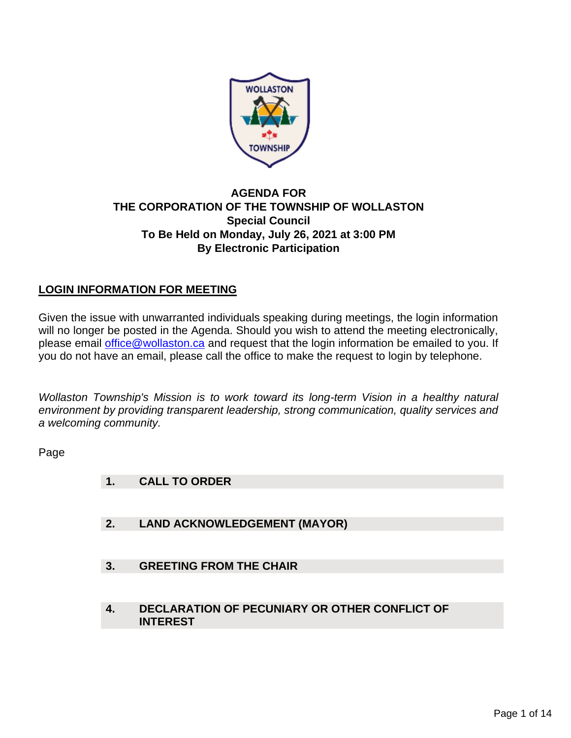# AGENDA FOR
# THE CORPORATION OF THE TOWNSHIP OF WOLLASTON
## Special Council
## To Be Held on Monday, July 26, 2021 at 3:00 PM
## By Electronic Participation

**LOGIN INFORMATION FOR MEETING**

Given the issue with unwarranted individuals speaking during meetings, the login information will no longer be posted in the Agenda. Should you wish to attend the meeting electronically, please email office@wollaston.ca and request that the login information be emailed to you. If you do not have an email, please call the office to make the request to login by telephone.

*Wollaston Township's Mission is to work toward its long-term Vision in a healthy natural environment by providing transparent leadership, strong communication, quality services and a welcoming community.*

Page

**1. CALL TO ORDER**

**2. LAND ACKNOWLEDGEMENT (MAYOR)**

**3. GREETING FROM THE CHAIR**

**4. DECLARATION OF PECUNIARY OR OTHER CONFLICT OF INTEREST**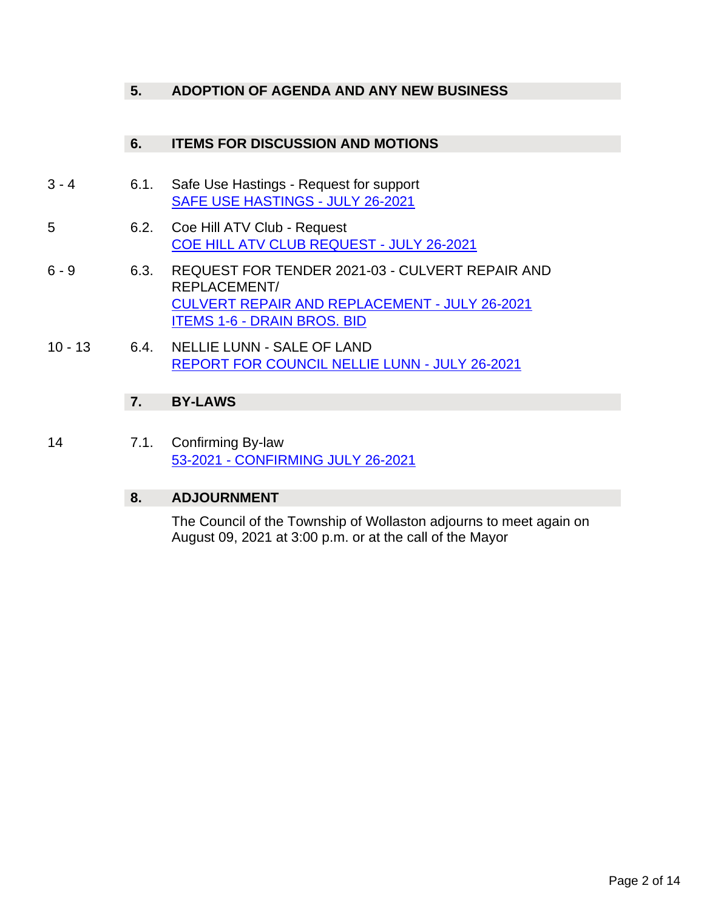## 5. ADOPTION OF AGENDA AND ANY NEW BUSINESS

## 6. ITEMS FOR DISCUSSION AND MOTIONS

| Pages | Item | Description |
|---|---|---|
| 3 - 4 | 6.1. | Safe Use Hastings - Request for support<br>SAFE USE HASTINGS - JULY 26-2021 |
| 5 | 6.2. | Coe Hill ATV Club - Request<br>COE HILL ATV CLUB REQUEST - JULY 26-2021 |
| 6 - 9 | 6.3. | REQUEST FOR TENDER 2021-03 - CULVERT REPAIR AND REPLACEMENT/<br>CULVERT REPAIR AND REPLACEMENT - JULY 26-2021<br>ITEMS 1-6 - DRAIN BROS. BID |
| 10 - 13 | 6.4. | NELLIE LUNN - SALE OF LAND<br>REPORT FOR COUNCIL NELLIE LUNN - JULY 26-2021 |

## 7. BY-LAWS

| Pages | Item | Description |
|---|---|---|
| 14 | 7.1. | Confirming By-law<br>53-2021 - CONFIRMING JULY 26-2021 |

## 8. ADJOURNMENT

The Council of the Township of Wollaston adjourns to meet again on August 09, 2021 at 3:00 p.m. or at the call of the Mayor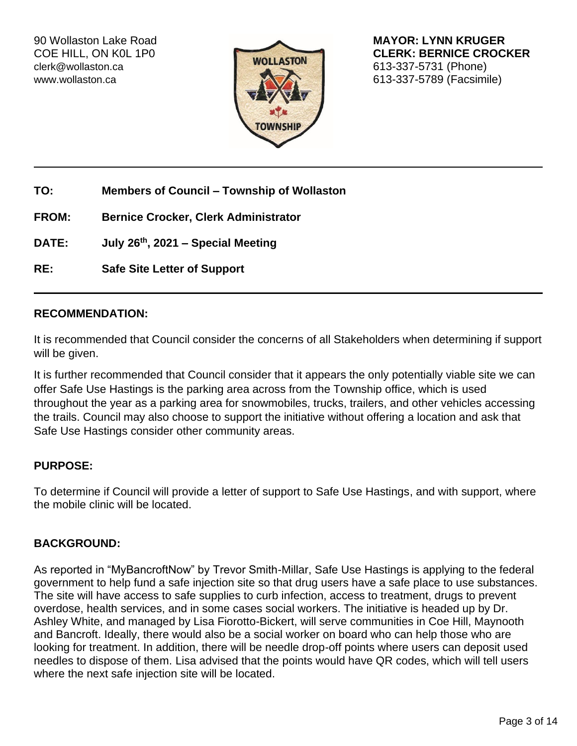90 Wollaston Lake Road
COE HILL, ON K0L 1P0
clerk@wollaston.ca
www.wollaston.ca

**MAYOR: LYNN KRUGER**
**CLERK: BERNICE CROCKER**
613-337-5731 (Phone)
613-337-5789 (Facsimile)

---

**TO:** **Members of Council – Township of Wollaston**

**FROM:** **Bernice Crocker, Clerk Administrator**

**DATE:** **July 26th, 2021 – Special Meeting**

**RE:** **Safe Site Letter of Support**

---

## RECOMMENDATION:

It is recommended that Council consider the concerns of all Stakeholders when determining if support will be given.

It is further recommended that Council consider that it appears the only potentially viable site we can offer Safe Use Hastings is the parking area across from the Township office, which is used throughout the year as a parking area for snowmobiles, trucks, trailers, and other vehicles accessing the trails. Council may also choose to support the initiative without offering a location and ask that Safe Use Hastings consider other community areas.

## PURPOSE:

To determine if Council will provide a letter of support to Safe Use Hastings, and with support, where the mobile clinic will be located.

## BACKGROUND:

As reported in "MyBancroftNow" by Trevor Smith-Millar, Safe Use Hastings is applying to the federal government to help fund a safe injection site so that drug users have a safe place to use substances. The site will have access to safe supplies to curb infection, access to treatment, drugs to prevent overdose, health services, and in some cases social workers. The initiative is headed up by Dr. Ashley White, and managed by Lisa Fiorotto-Bickert, will serve communities in Coe Hill, Maynooth and Bancroft. Ideally, there would also be a social worker on board who can help those who are looking for treatment. In addition, there will be needle drop-off points where users can deposit used needles to dispose of them. Lisa advised that the points would have QR codes, which will tell users where the next safe injection site will be located.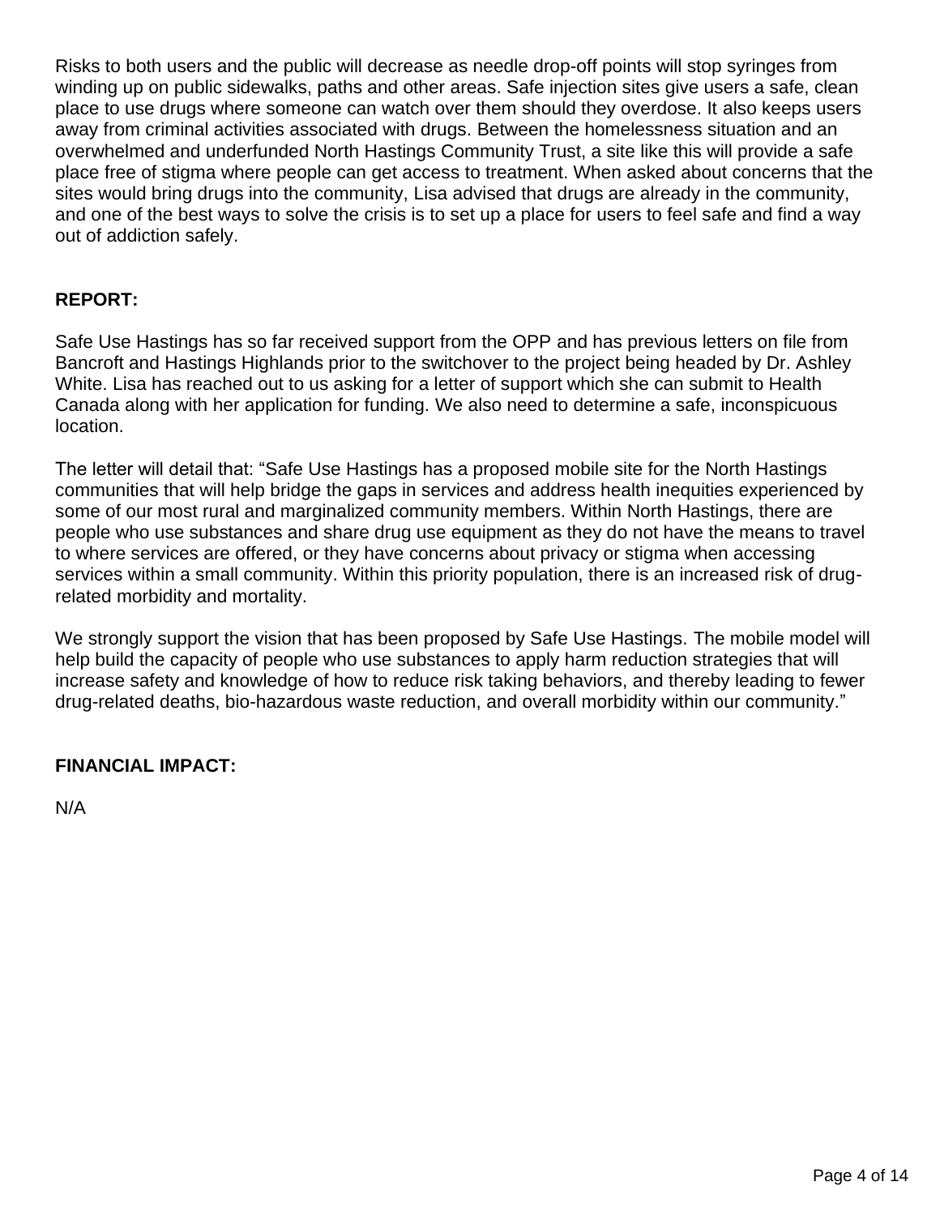Risks to both users and the public will decrease as needle drop-off points will stop syringes from winding up on public sidewalks, paths and other areas. Safe injection sites give users a safe, clean place to use drugs where someone can watch over them should they overdose. It also keeps users away from criminal activities associated with drugs. Between the homelessness situation and an overwhelmed and underfunded North Hastings Community Trust, a site like this will provide a safe place free of stigma where people can get access to treatment. When asked about concerns that the sites would bring drugs into the community, Lisa advised that drugs are already in the community, and one of the best ways to solve the crisis is to set up a place for users to feel safe and find a way out of addiction safely.

**REPORT:**

Safe Use Hastings has so far received support from the OPP and has previous letters on file from Bancroft and Hastings Highlands prior to the switchover to the project being headed by Dr. Ashley White. Lisa has reached out to us asking for a letter of support which she can submit to Health Canada along with her application for funding. We also need to determine a safe, inconspicuous location.

The letter will detail that: "Safe Use Hastings has a proposed mobile site for the North Hastings communities that will help bridge the gaps in services and address health inequities experienced by some of our most rural and marginalized community members. Within North Hastings, there are people who use substances and share drug use equipment as they do not have the means to travel to where services are offered, or they have concerns about privacy or stigma when accessing services within a small community. Within this priority population, there is an increased risk of drug-related morbidity and mortality.

We strongly support the vision that has been proposed by Safe Use Hastings. The mobile model will help build the capacity of people who use substances to apply harm reduction strategies that will increase safety and knowledge of how to reduce risk taking behaviors, and thereby leading to fewer drug-related deaths, bio-hazardous waste reduction, and overall morbidity within our community."

**FINANCIAL IMPACT:**

N/A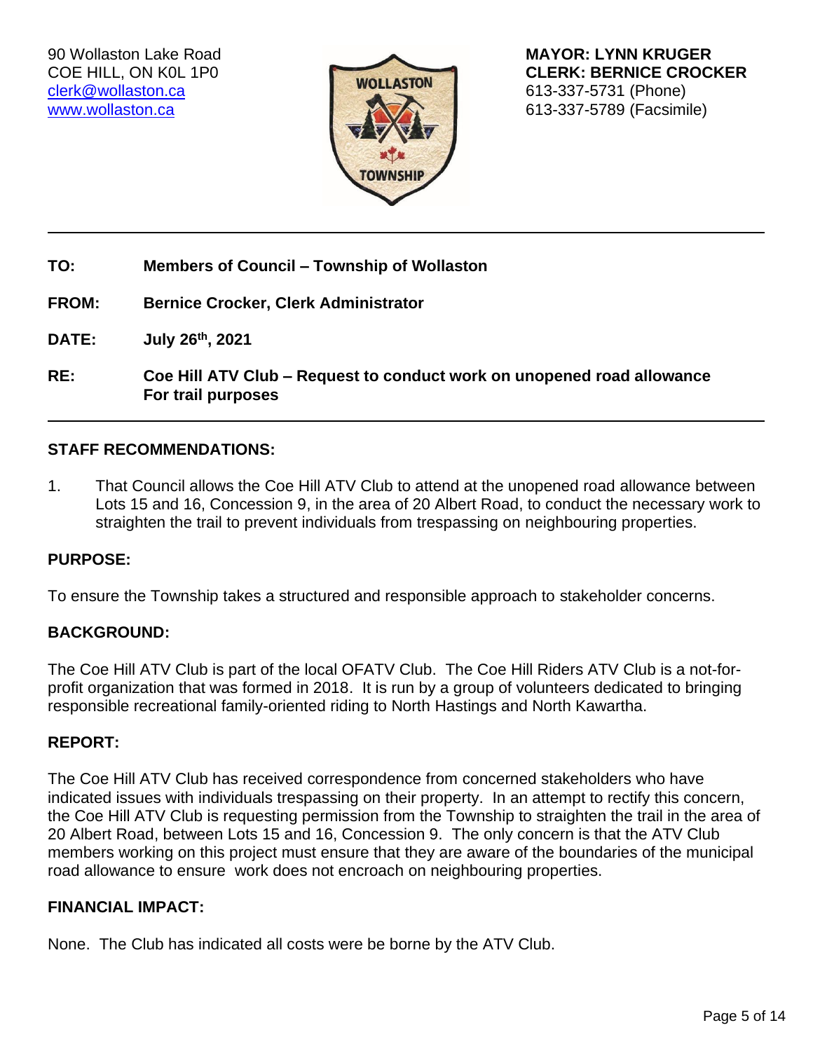90 Wollaston Lake Road
COE HILL, ON K0L 1P0
clerk@wollaston.ca
www.wollaston.ca

**MAYOR: LYNN KRUGER**
**CLERK: BERNICE CROCKER**
613-337-5731 (Phone)
613-337-5789 (Facsimile)

---

**TO:** **Members of Council – Township of Wollaston**

**FROM:** **Bernice Crocker, Clerk Administrator**

**DATE:** **July 26th, 2021**

**RE:** **Coe Hill ATV Club – Request to conduct work on unopened road allowance For trail purposes**

---

## STAFF RECOMMENDATIONS:

1. That Council allows the Coe Hill ATV Club to attend at the unopened road allowance between Lots 15 and 16, Concession 9, in the area of 20 Albert Road, to conduct the necessary work to straighten the trail to prevent individuals from trespassing on neighbouring properties.

## PURPOSE:

To ensure the Township takes a structured and responsible approach to stakeholder concerns.

## BACKGROUND:

The Coe Hill ATV Club is part of the local OFATV Club. The Coe Hill Riders ATV Club is a not-for-profit organization that was formed in 2018. It is run by a group of volunteers dedicated to bringing responsible recreational family-oriented riding to North Hastings and North Kawartha.

## REPORT:

The Coe Hill ATV Club has received correspondence from concerned stakeholders who have indicated issues with individuals trespassing on their property. In an attempt to rectify this concern, the Coe Hill ATV Club is requesting permission from the Township to straighten the trail in the area of 20 Albert Road, between Lots 15 and 16, Concession 9. The only concern is that the ATV Club members working on this project must ensure that they are aware of the boundaries of the municipal road allowance to ensure work does not encroach on neighbouring properties.

## FINANCIAL IMPACT:

None. The Club has indicated all costs were be borne by the ATV Club.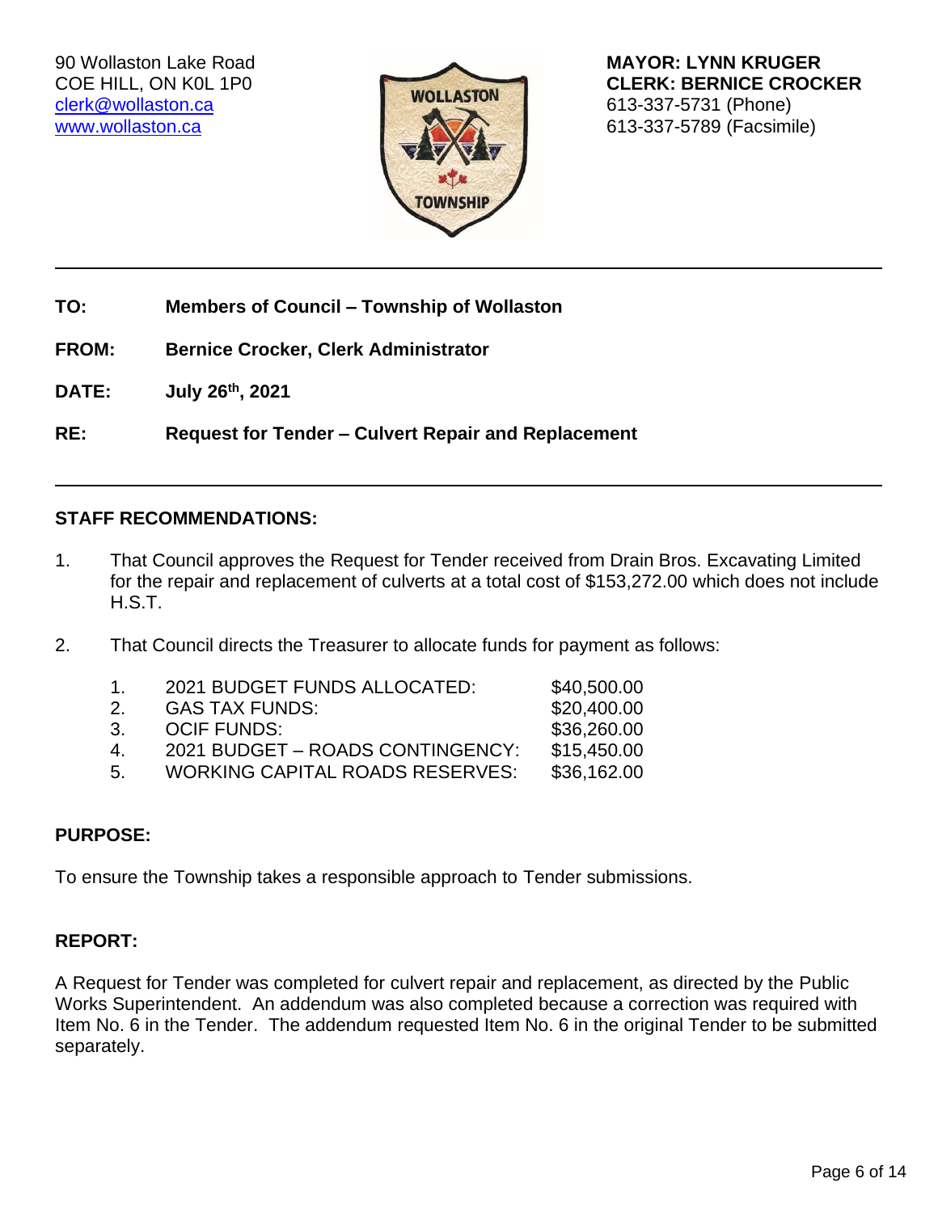90 Wollaston Lake Road
COE HILL, ON K0L 1P0
clerk@wollaston.ca
www.wollaston.ca

**MAYOR: LYNN KRUGER**
**CLERK: BERNICE CROCKER**
613-337-5731 (Phone)
613-337-5789 (Facsimile)

---

**TO:** **Members of Council – Township of Wollaston**

**FROM:** **Bernice Crocker, Clerk Administrator**

**DATE:** **July 26th, 2021**

**RE:** **Request for Tender – Culvert Repair and Replacement**

---

## STAFF RECOMMENDATIONS:

1. That Council approves the Request for Tender received from Drain Bros. Excavating Limited for the repair and replacement of culverts at a total cost of $153,272.00 which does not include H.S.T.

2. That Council directs the Treasurer to allocate funds for payment as follows:

| | | |
|---|---|---|
| 1. | 2021 BUDGET FUNDS ALLOCATED: | $40,500.00 |
| 2. | GAS TAX FUNDS: | $20,400.00 |
| 3. | OCIF FUNDS: | $36,260.00 |
| 4. | 2021 BUDGET – ROADS CONTINGENCY: | $15,450.00 |
| 5. | WORKING CAPITAL ROADS RESERVES: | $36,162.00 |

## PURPOSE:

To ensure the Township takes a responsible approach to Tender submissions.

## REPORT:

A Request for Tender was completed for culvert repair and replacement, as directed by the Public Works Superintendent. An addendum was also completed because a correction was required with Item No. 6 in the Tender. The addendum requested Item No. 6 in the original Tender to be submitted separately.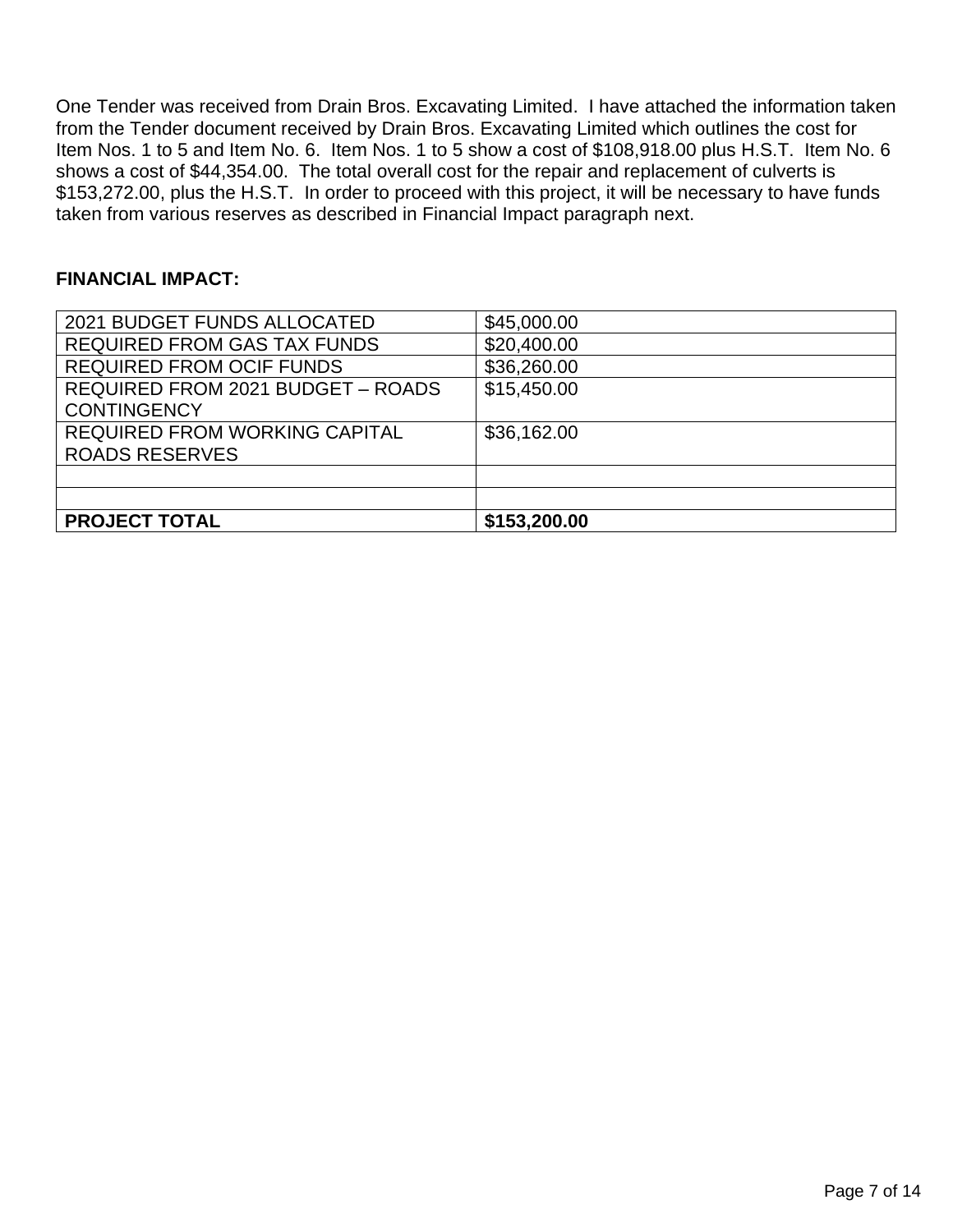One Tender was received from Drain Bros. Excavating Limited. I have attached the information taken from the Tender document received by Drain Bros. Excavating Limited which outlines the cost for Item Nos. 1 to 5 and Item No. 6. Item Nos. 1 to 5 show a cost of $108,918.00 plus H.S.T. Item No. 6 shows a cost of $44,354.00. The total overall cost for the repair and replacement of culverts is $153,272.00, plus the H.S.T. In order to proceed with this project, it will be necessary to have funds taken from various reserves as described in Financial Impact paragraph next.

**FINANCIAL IMPACT:**

| | |
|---|---|
| 2021 BUDGET FUNDS ALLOCATED | $45,000.00 |
| REQUIRED FROM GAS TAX FUNDS | $20,400.00 |
| REQUIRED FROM OCIF FUNDS | $36,260.00 |
| REQUIRED FROM 2021 BUDGET – ROADS CONTINGENCY | $15,450.00 |
| REQUIRED FROM WORKING CAPITAL ROADS RESERVES | $36,162.00 |
| | |
| | |
| **PROJECT TOTAL** | **$153,200.00** |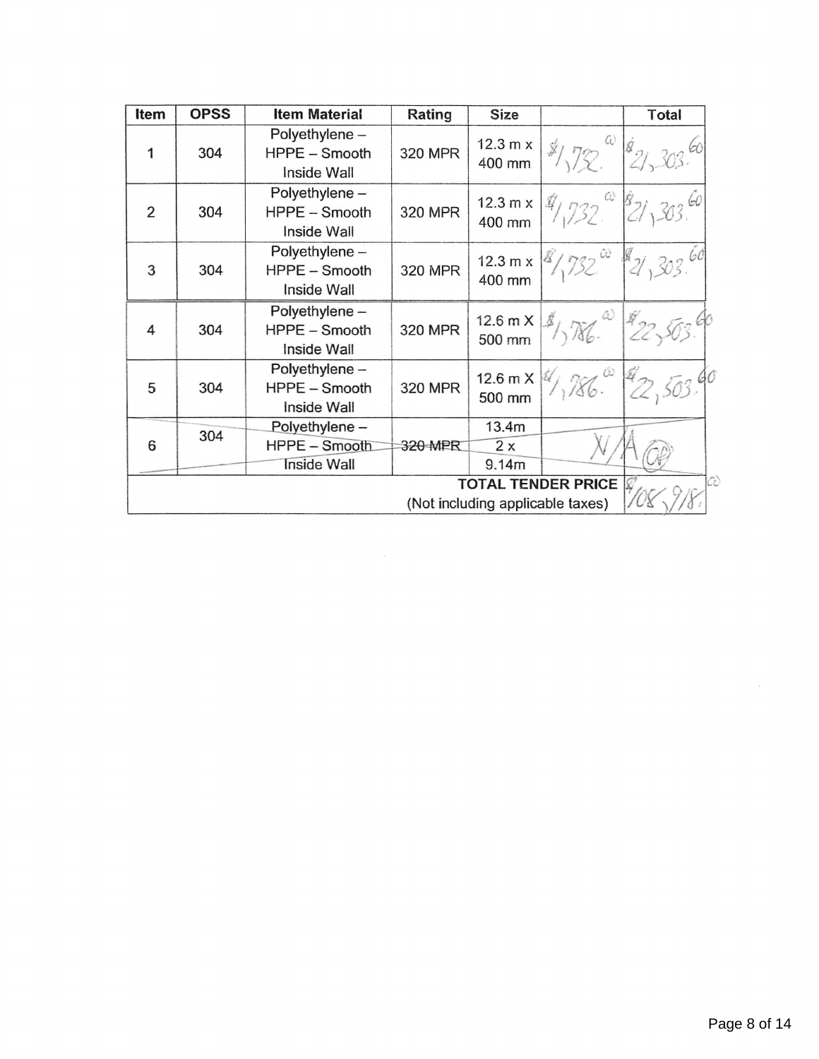| Item | OPSS | Item Material | Rating | Size | | Total |
|---|---|---|---|---|---|---|
| 1 | 304 | Polyethylene – HPPE – Smooth Inside Wall | 320 MPR | 12.3 m x 400 mm | $1,732.00 | $21,303.60 |
| 2 | 304 | Polyethylene – HPPE – Smooth Inside Wall | 320 MPR | 12.3 m x 400 mm | $1,732.00 | $21,303.60 |
| 3 | 304 | Polyethylene – HPPE – Smooth Inside Wall | 320 MPR | 12.3 m x 400 mm | $1,732.00 | $21,303.60 |
| 4 | 304 | Polyethylene – HPPE – Smooth Inside Wall | 320 MPR | 12.6 m X 500 mm | $1,786.00 | $22,503.60 |
| 5 | 304 | Polyethylene – HPPE – Smooth Inside Wall | 320 MPR | 12.6 m X 500 mm | $1,786.00 | $22,503.60 |
| ~~6~~ | ~~304~~ | ~~Polyethylene – HPPE – Smooth Inside Wall~~ | ~~320 MPR~~ | ~~13.4m 2 x 9.14m~~ | N/A | |
| | | | | **TOTAL TENDER PRICE** (Not including applicable taxes) | | $108,918.00 |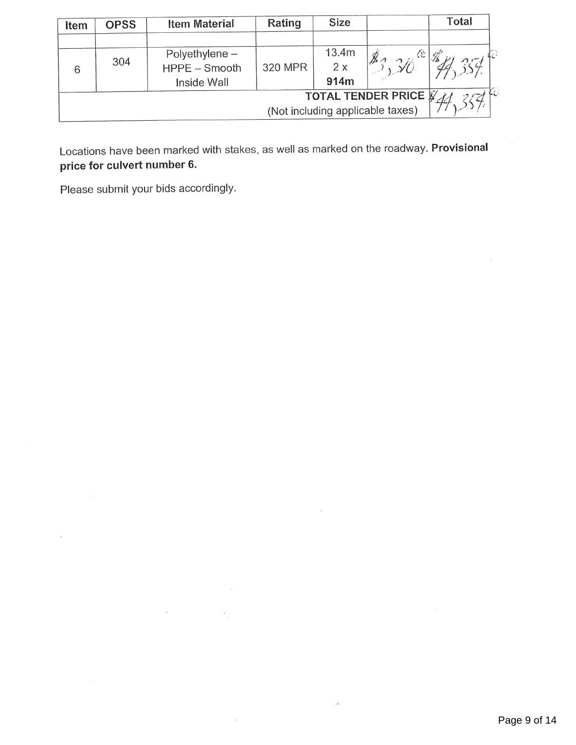| Item | OPSS | Item Material | Rating | Size | | Total |
|---|---|---|---|---|---|---|
| | | | | | | |
| 6 | 304 | Polyethylene – HPPE – Smooth Inside Wall | 320 MPR | 13.4m 2 x 914m | $3,310 @ | $44,354 @ |
| | | | | TOTAL TENDER PRICE (Not including applicable taxes) | | $44,354 @ |

Locations have been marked with stakes, as well as marked on the roadway. **Provisional price for culvert number 6.**

Please submit your bids accordingly.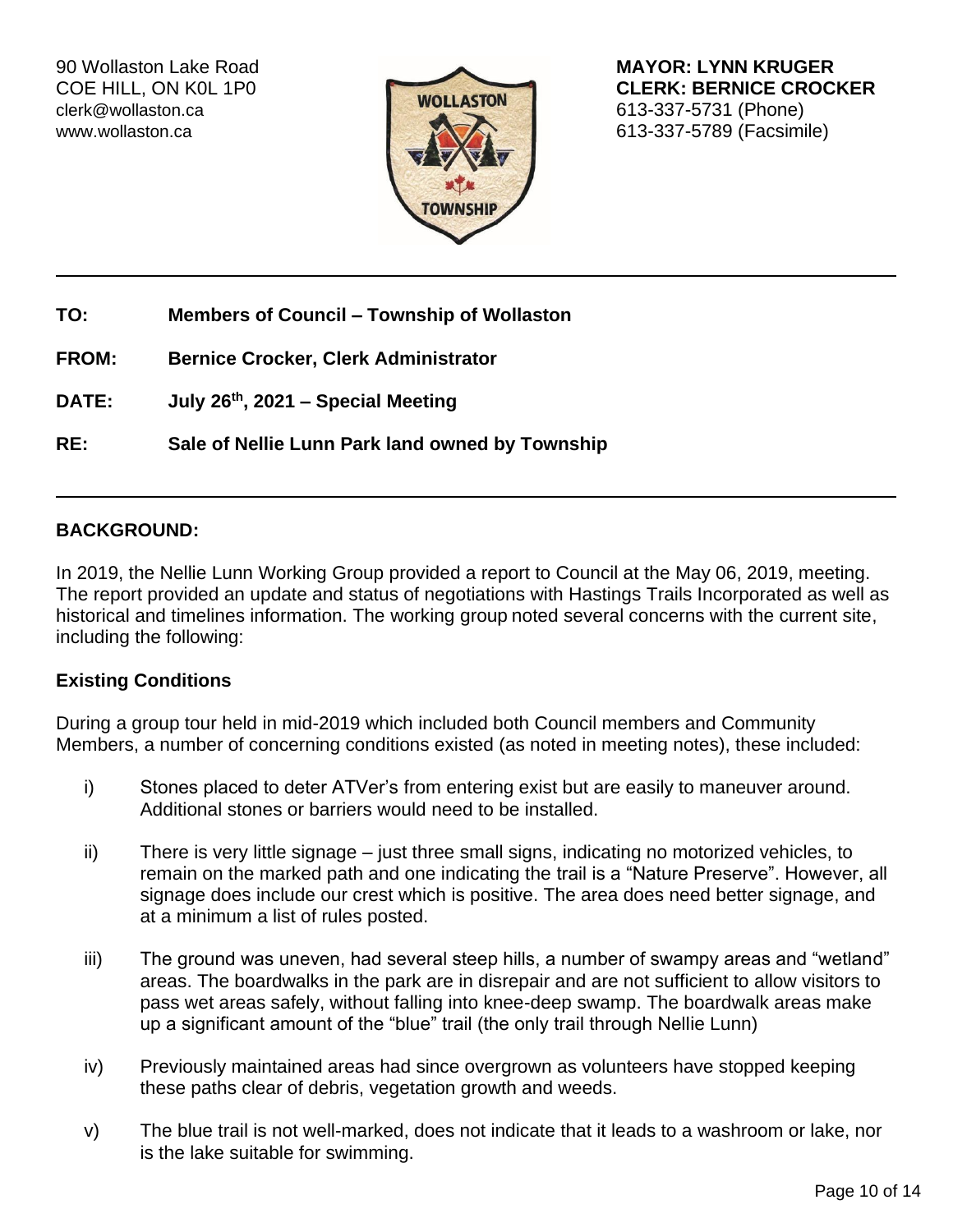90 Wollaston Lake Road
COE HILL, ON K0L 1P0
clerk@wollaston.ca
www.wollaston.ca

**MAYOR: LYNN KRUGER**
**CLERK: BERNICE CROCKER**
613-337-5731 (Phone)
613-337-5789 (Facsimile)

---

**TO:** **Members of Council – Township of Wollaston**

**FROM:** **Bernice Crocker, Clerk Administrator**

**DATE:** **July 26th, 2021 – Special Meeting**

**RE:** **Sale of Nellie Lunn Park land owned by Township**

---

## BACKGROUND:

In 2019, the Nellie Lunn Working Group provided a report to Council at the May 06, 2019, meeting. The report provided an update and status of negotiations with Hastings Trails Incorporated as well as historical and timelines information. The working group noted several concerns with the current site, including the following:

### Existing Conditions

During a group tour held in mid-2019 which included both Council members and Community Members, a number of concerning conditions existed (as noted in meeting notes), these included:

i) Stones placed to deter ATVer's from entering exist but are easily to maneuver around. Additional stones or barriers would need to be installed.

ii) There is very little signage – just three small signs, indicating no motorized vehicles, to remain on the marked path and one indicating the trail is a "Nature Preserve". However, all signage does include our crest which is positive. The area does need better signage, and at a minimum a list of rules posted.

iii) The ground was uneven, had several steep hills, a number of swampy areas and "wetland" areas. The boardwalks in the park are in disrepair and are not sufficient to allow visitors to pass wet areas safely, without falling into knee-deep swamp. The boardwalk areas make up a significant amount of the "blue" trail (the only trail through Nellie Lunn)

iv) Previously maintained areas had since overgrown as volunteers have stopped keeping these paths clear of debris, vegetation growth and weeds.

v) The blue trail is not well-marked, does not indicate that it leads to a washroom or lake, nor is the lake suitable for swimming.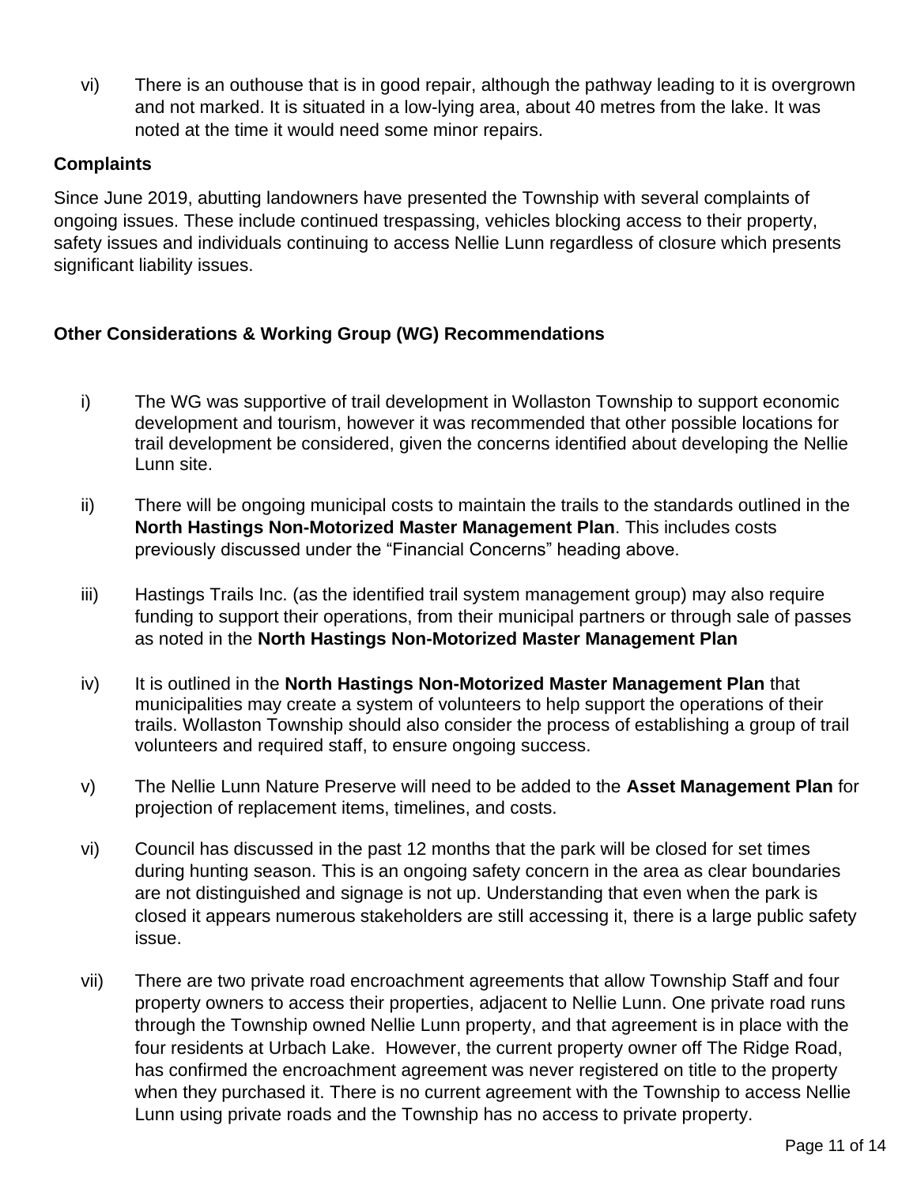vi) There is an outhouse that is in good repair, although the pathway leading to it is overgrown and not marked. It is situated in a low-lying area, about 40 metres from the lake. It was noted at the time it would need some minor repairs.

**Complaints**

Since June 2019, abutting landowners have presented the Township with several complaints of ongoing issues. These include continued trespassing, vehicles blocking access to their property, safety issues and individuals continuing to access Nellie Lunn regardless of closure which presents significant liability issues.

**Other Considerations & Working Group (WG) Recommendations**

i) The WG was supportive of trail development in Wollaston Township to support economic development and tourism, however it was recommended that other possible locations for trail development be considered, given the concerns identified about developing the Nellie Lunn site.

ii) There will be ongoing municipal costs to maintain the trails to the standards outlined in the **North Hastings Non-Motorized Master Management Plan**. This includes costs previously discussed under the "Financial Concerns" heading above.

iii) Hastings Trails Inc. (as the identified trail system management group) may also require funding to support their operations, from their municipal partners or through sale of passes as noted in the **North Hastings Non-Motorized Master Management Plan**

iv) It is outlined in the **North Hastings Non-Motorized Master Management Plan** that municipalities may create a system of volunteers to help support the operations of their trails. Wollaston Township should also consider the process of establishing a group of trail volunteers and required staff, to ensure ongoing success.

v) The Nellie Lunn Nature Preserve will need to be added to the **Asset Management Plan** for projection of replacement items, timelines, and costs.

vi) Council has discussed in the past 12 months that the park will be closed for set times during hunting season. This is an ongoing safety concern in the area as clear boundaries are not distinguished and signage is not up. Understanding that even when the park is closed it appears numerous stakeholders are still accessing it, there is a large public safety issue.

vii) There are two private road encroachment agreements that allow Township Staff and four property owners to access their properties, adjacent to Nellie Lunn. One private road runs through the Township owned Nellie Lunn property, and that agreement is in place with the four residents at Urbach Lake. However, the current property owner off The Ridge Road, has confirmed the encroachment agreement was never registered on title to the property when they purchased it. There is no current agreement with the Township to access Nellie Lunn using private roads and the Township has no access to private property.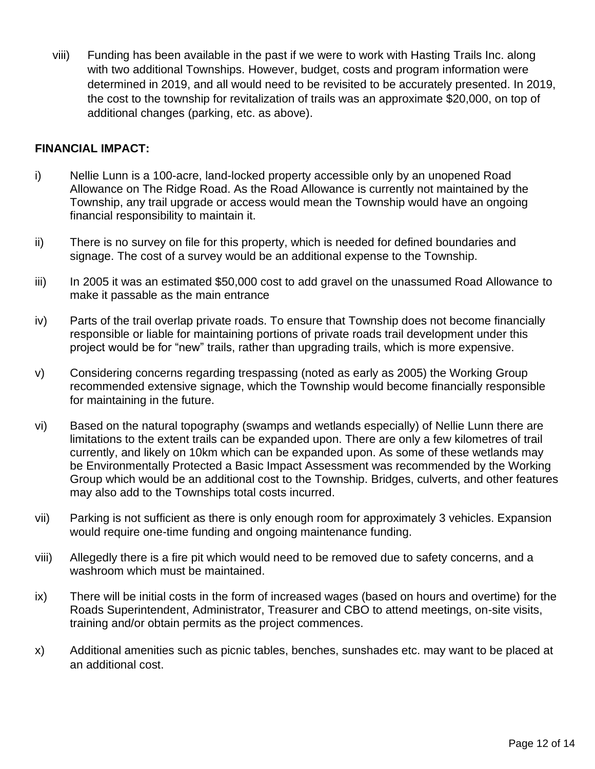viii) Funding has been available in the past if we were to work with Hasting Trails Inc. along with two additional Townships. However, budget, costs and program information were determined in 2019, and all would need to be revisited to be accurately presented. In 2019, the cost to the township for revitalization of trails was an approximate $20,000, on top of additional changes (parking, etc. as above).

**FINANCIAL IMPACT:**

i) Nellie Lunn is a 100-acre, land-locked property accessible only by an unopened Road Allowance on The Ridge Road. As the Road Allowance is currently not maintained by the Township, any trail upgrade or access would mean the Township would have an ongoing financial responsibility to maintain it.

ii) There is no survey on file for this property, which is needed for defined boundaries and signage. The cost of a survey would be an additional expense to the Township.

iii) In 2005 it was an estimated $50,000 cost to add gravel on the unassumed Road Allowance to make it passable as the main entrance

iv) Parts of the trail overlap private roads. To ensure that Township does not become financially responsible or liable for maintaining portions of private roads trail development under this project would be for "new" trails, rather than upgrading trails, which is more expensive.

v) Considering concerns regarding trespassing (noted as early as 2005) the Working Group recommended extensive signage, which the Township would become financially responsible for maintaining in the future.

vi) Based on the natural topography (swamps and wetlands especially) of Nellie Lunn there are limitations to the extent trails can be expanded upon. There are only a few kilometres of trail currently, and likely on 10km which can be expanded upon. As some of these wetlands may be Environmentally Protected a Basic Impact Assessment was recommended by the Working Group which would be an additional cost to the Township. Bridges, culverts, and other features may also add to the Townships total costs incurred.

vii) Parking is not sufficient as there is only enough room for approximately 3 vehicles. Expansion would require one-time funding and ongoing maintenance funding.

viii) Allegedly there is a fire pit which would need to be removed due to safety concerns, and a washroom which must be maintained.

ix) There will be initial costs in the form of increased wages (based on hours and overtime) for the Roads Superintendent, Administrator, Treasurer and CBO to attend meetings, on-site visits, training and/or obtain permits as the project commences.

x) Additional amenities such as picnic tables, benches, sunshades etc. may want to be placed at an additional cost.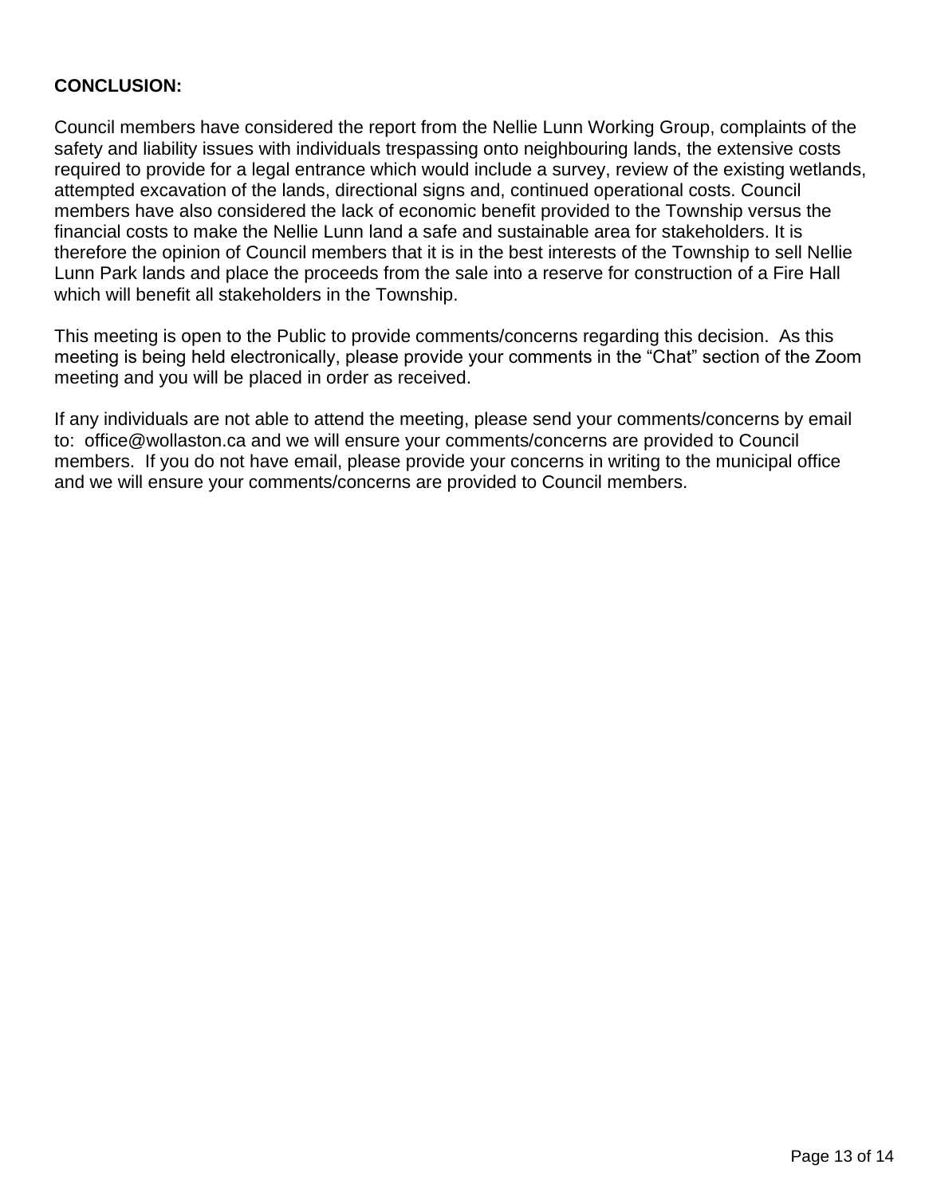**CONCLUSION:**

Council members have considered the report from the Nellie Lunn Working Group, complaints of the safety and liability issues with individuals trespassing onto neighbouring lands, the extensive costs required to provide for a legal entrance which would include a survey, review of the existing wetlands, attempted excavation of the lands, directional signs and, continued operational costs. Council members have also considered the lack of economic benefit provided to the Township versus the financial costs to make the Nellie Lunn land a safe and sustainable area for stakeholders. It is therefore the opinion of Council members that it is in the best interests of the Township to sell Nellie Lunn Park lands and place the proceeds from the sale into a reserve for construction of a Fire Hall which will benefit all stakeholders in the Township.

This meeting is open to the Public to provide comments/concerns regarding this decision. As this meeting is being held electronically, please provide your comments in the "Chat" section of the Zoom meeting and you will be placed in order as received.

If any individuals are not able to attend the meeting, please send your comments/concerns by email to: office@wollaston.ca and we will ensure your comments/concerns are provided to Council members. If you do not have email, please provide your concerns in writing to the municipal office and we will ensure your comments/concerns are provided to Council members.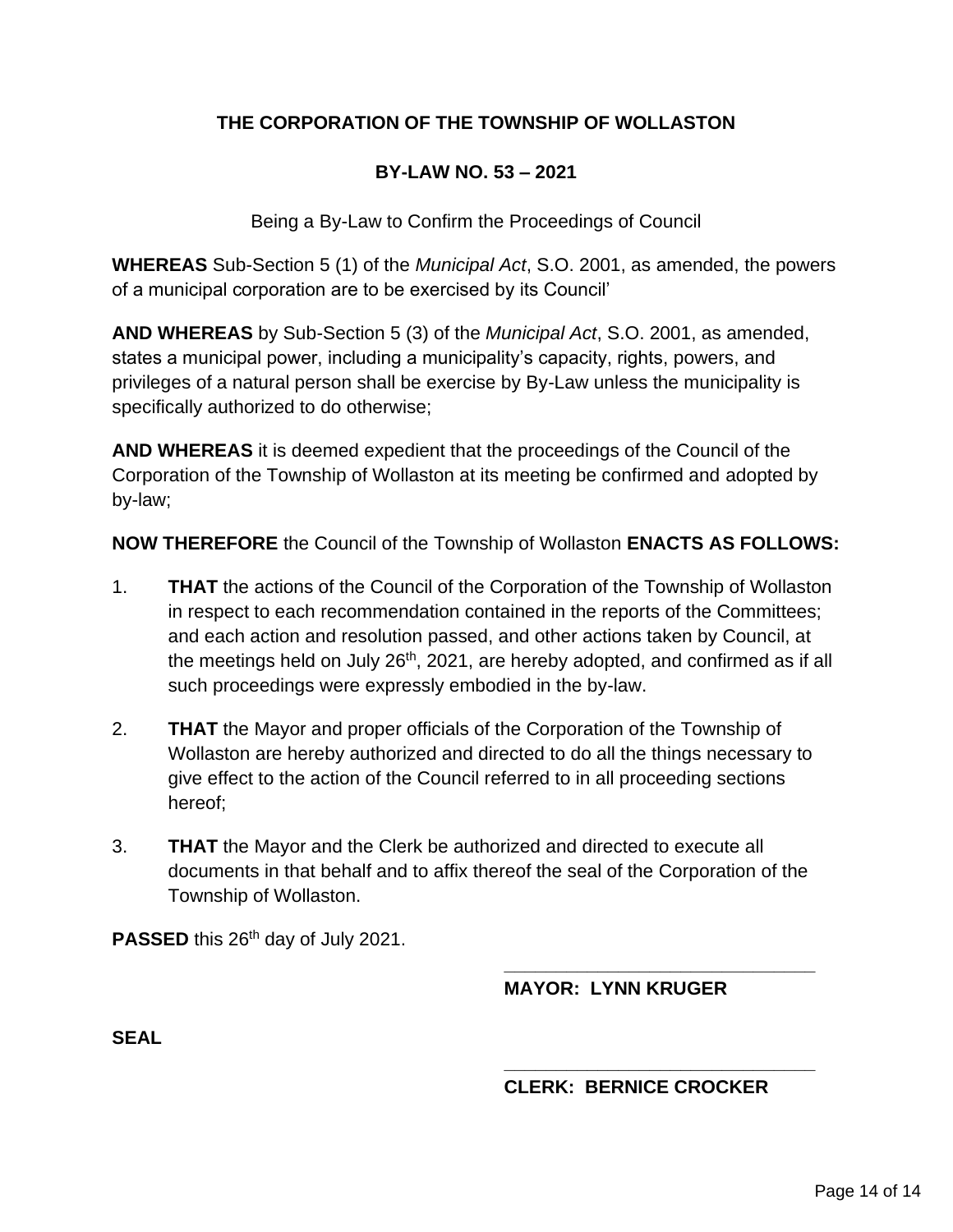**THE CORPORATION OF THE TOWNSHIP OF WOLLASTON**

**BY-LAW NO. 53 – 2021**

Being a By-Law to Confirm the Proceedings of Council

**WHEREAS** Sub-Section 5 (1) of the *Municipal Act*, S.O. 2001, as amended, the powers of a municipal corporation are to be exercised by its Council'

**AND WHEREAS** by Sub-Section 5 (3) of the *Municipal Act*, S.O. 2001, as amended, states a municipal power, including a municipality's capacity, rights, powers, and privileges of a natural person shall be exercise by By-Law unless the municipality is specifically authorized to do otherwise;

**AND WHEREAS** it is deemed expedient that the proceedings of the Council of the Corporation of the Township of Wollaston at its meeting be confirmed and adopted by by-law;

**NOW THEREFORE** the Council of the Township of Wollaston **ENACTS AS FOLLOWS:**

1. **THAT** the actions of the Council of the Corporation of the Township of Wollaston in respect to each recommendation contained in the reports of the Committees; and each action and resolution passed, and other actions taken by Council, at the meetings held on July 26th, 2021, are hereby adopted, and confirmed as if all such proceedings were expressly embodied in the by-law.

2. **THAT** the Mayor and proper officials of the Corporation of the Township of Wollaston are hereby authorized and directed to do all the things necessary to give effect to the action of the Council referred to in all proceeding sections hereof;

3. **THAT** the Mayor and the Clerk be authorized and directed to execute all documents in that behalf and to affix thereof the seal of the Corporation of the Township of Wollaston.

**PASSED** this 26th day of July 2021.

\_\_\_\_\_\_\_\_\_\_\_\_\_\_\_\_\_\_\_\_\_\_\_\_\_\_\_\_\_\_

**MAYOR: LYNN KRUGER**

**SEAL**

\_\_\_\_\_\_\_\_\_\_\_\_\_\_\_\_\_\_\_\_\_\_\_\_\_\_\_\_\_\_

**CLERK: BERNICE CROCKER**